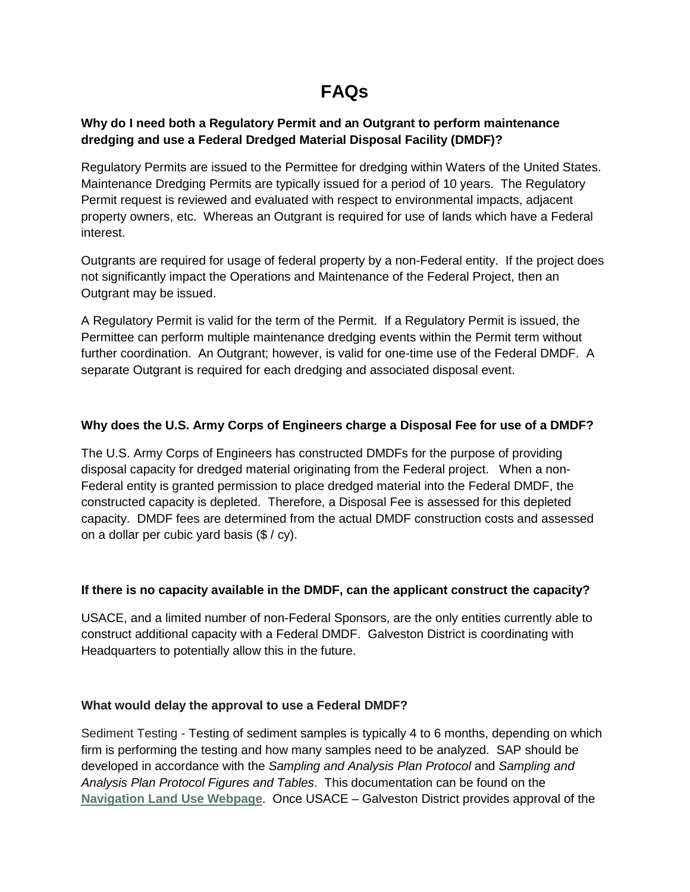# FAQs

**Why do I need both a Regulatory Permit and an Outgrant to perform maintenance dredging and use a Federal Dredged Material Disposal Facility (DMDF)?**

Regulatory Permits are issued to the Permittee for dredging within Waters of the United States. Maintenance Dredging Permits are typically issued for a period of 10 years. The Regulatory Permit request is reviewed and evaluated with respect to environmental impacts, adjacent property owners, etc. Whereas an Outgrant is required for use of lands which have a Federal interest.

Outgrants are required for usage of federal property by a non-Federal entity. If the project does not significantly impact the Operations and Maintenance of the Federal Project, then an Outgrant may be issued.

A Regulatory Permit is valid for the term of the Permit. If a Regulatory Permit is issued, the Permittee can perform multiple maintenance dredging events within the Permit term without further coordination. An Outgrant; however, is valid for one-time use of the Federal DMDF. A separate Outgrant is required for each dredging and associated disposal event.

**Why does the U.S. Army Corps of Engineers charge a Disposal Fee for use of a DMDF?**

The U.S. Army Corps of Engineers has constructed DMDFs for the purpose of providing disposal capacity for dredged material originating from the Federal project. When a non-Federal entity is granted permission to place dredged material into the Federal DMDF, the constructed capacity is depleted. Therefore, a Disposal Fee is assessed for this depleted capacity. DMDF fees are determined from the actual DMDF construction costs and assessed on a dollar per cubic yard basis ($ / cy).

**If there is no capacity available in the DMDF, can the applicant construct the capacity?**

USACE, and a limited number of non-Federal Sponsors, are the only entities currently able to construct additional capacity with a Federal DMDF. Galveston District is coordinating with Headquarters to potentially allow this in the future.

**What would delay the approval to use a Federal DMDF?**

Sediment Testing - Testing of sediment samples is typically 4 to 6 months, depending on which firm is performing the testing and how many samples need to be analyzed. SAP should be developed in accordance with the *Sampling and Analysis Plan Protocol* and *Sampling and Analysis Plan Protocol Figures and Tables*. This documentation can be found on the **Navigation Land Use Webpage**. Once USACE – Galveston District provides approval of the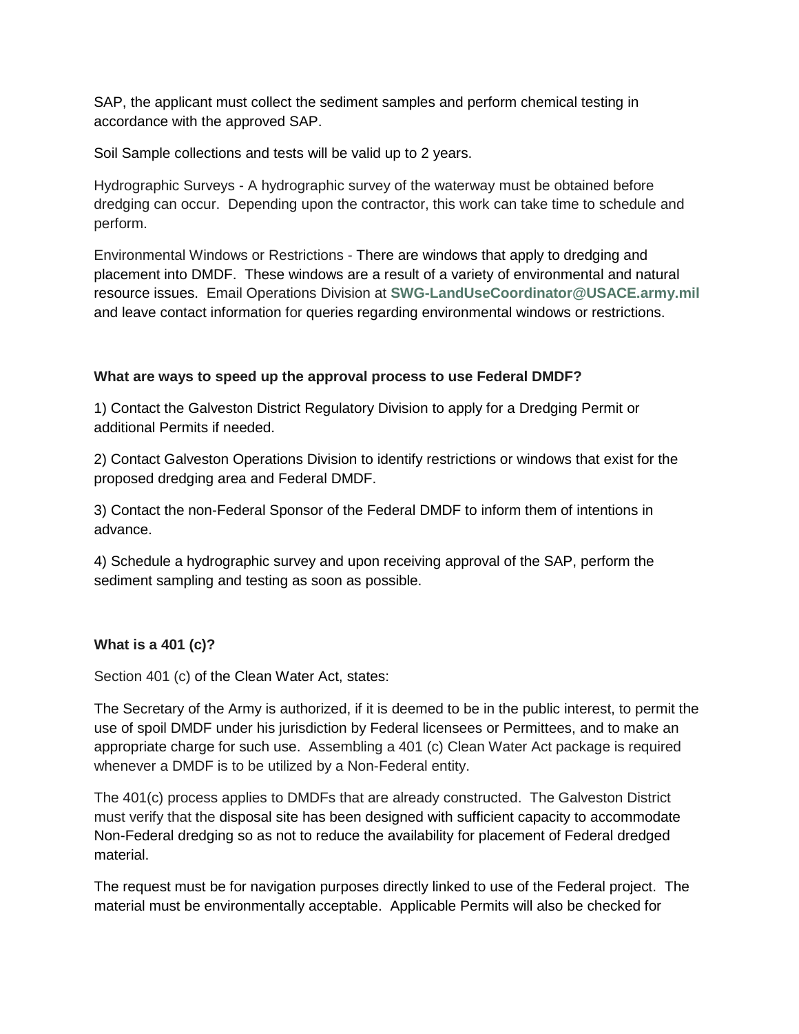SAP, the applicant must collect the sediment samples and perform chemical testing in accordance with the approved SAP.

Soil Sample collections and tests will be valid up to 2 years.

Hydrographic Surveys - A hydrographic survey of the waterway must be obtained before dredging can occur. Depending upon the contractor, this work can take time to schedule and perform.

Environmental Windows or Restrictions - There are windows that apply to dredging and placement into DMDF. These windows are a result of a variety of environmental and natural resource issues. Email Operations Division at **SWG-LandUseCoordinator@USACE.army.mil** and leave contact information for queries regarding environmental windows or restrictions.

**What are ways to speed up the approval process to use Federal DMDF?**

1) Contact the Galveston District Regulatory Division to apply for a Dredging Permit or additional Permits if needed.

2) Contact Galveston Operations Division to identify restrictions or windows that exist for the proposed dredging area and Federal DMDF.

3) Contact the non-Federal Sponsor of the Federal DMDF to inform them of intentions in advance.

4) Schedule a hydrographic survey and upon receiving approval of the SAP, perform the sediment sampling and testing as soon as possible.

**What is a 401 (c)?**

Section 401 (c) of the Clean Water Act, states:

The Secretary of the Army is authorized, if it is deemed to be in the public interest, to permit the use of spoil DMDF under his jurisdiction by Federal licensees or Permittees, and to make an appropriate charge for such use. Assembling a 401 (c) Clean Water Act package is required whenever a DMDF is to be utilized by a Non-Federal entity.

The 401(c) process applies to DMDFs that are already constructed. The Galveston District must verify that the disposal site has been designed with sufficient capacity to accommodate Non-Federal dredging so as not to reduce the availability for placement of Federal dredged material.

The request must be for navigation purposes directly linked to use of the Federal project. The material must be environmentally acceptable. Applicable Permits will also be checked for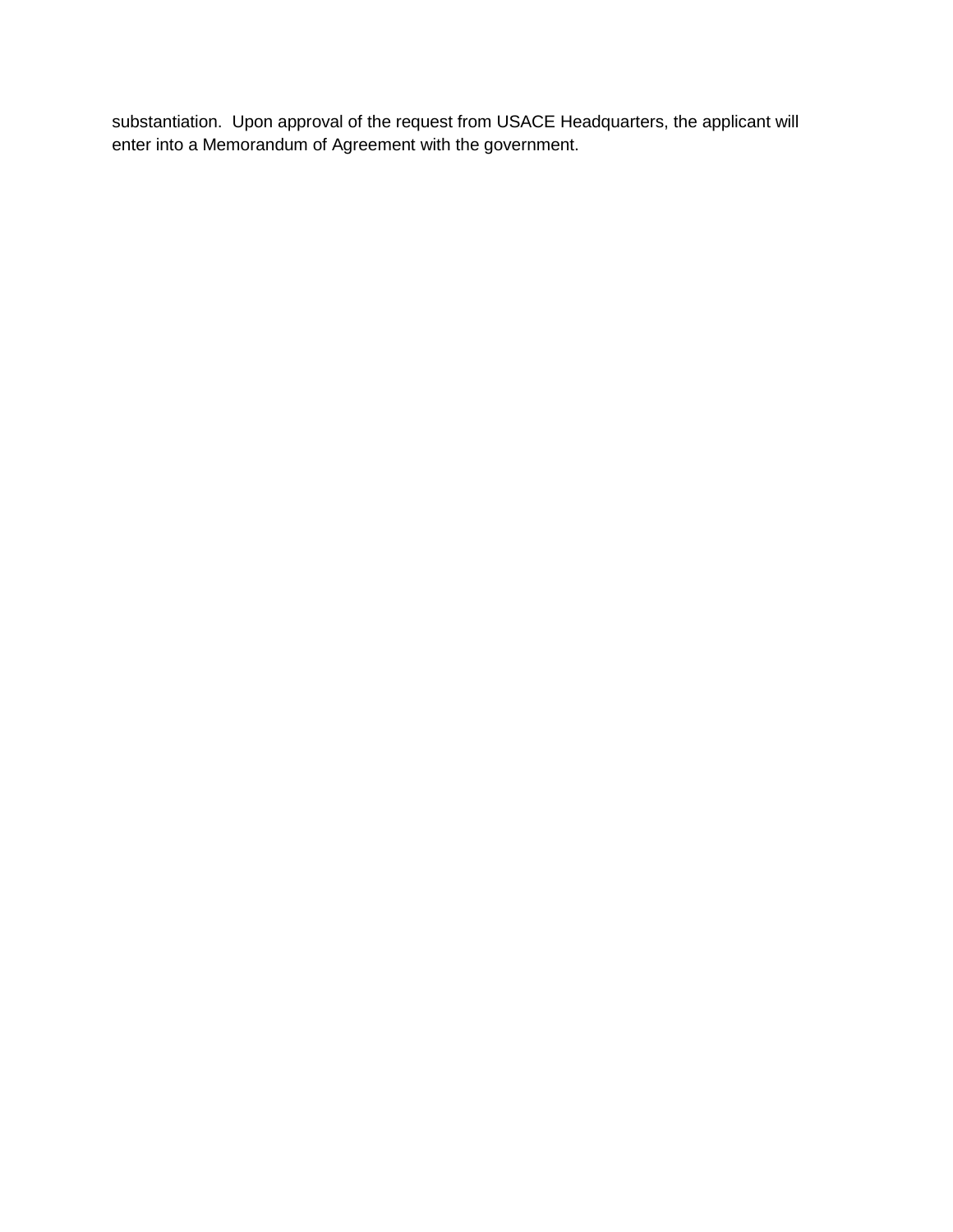substantiation. Upon approval of the request from USACE Headquarters, the applicant will enter into a Memorandum of Agreement with the government.